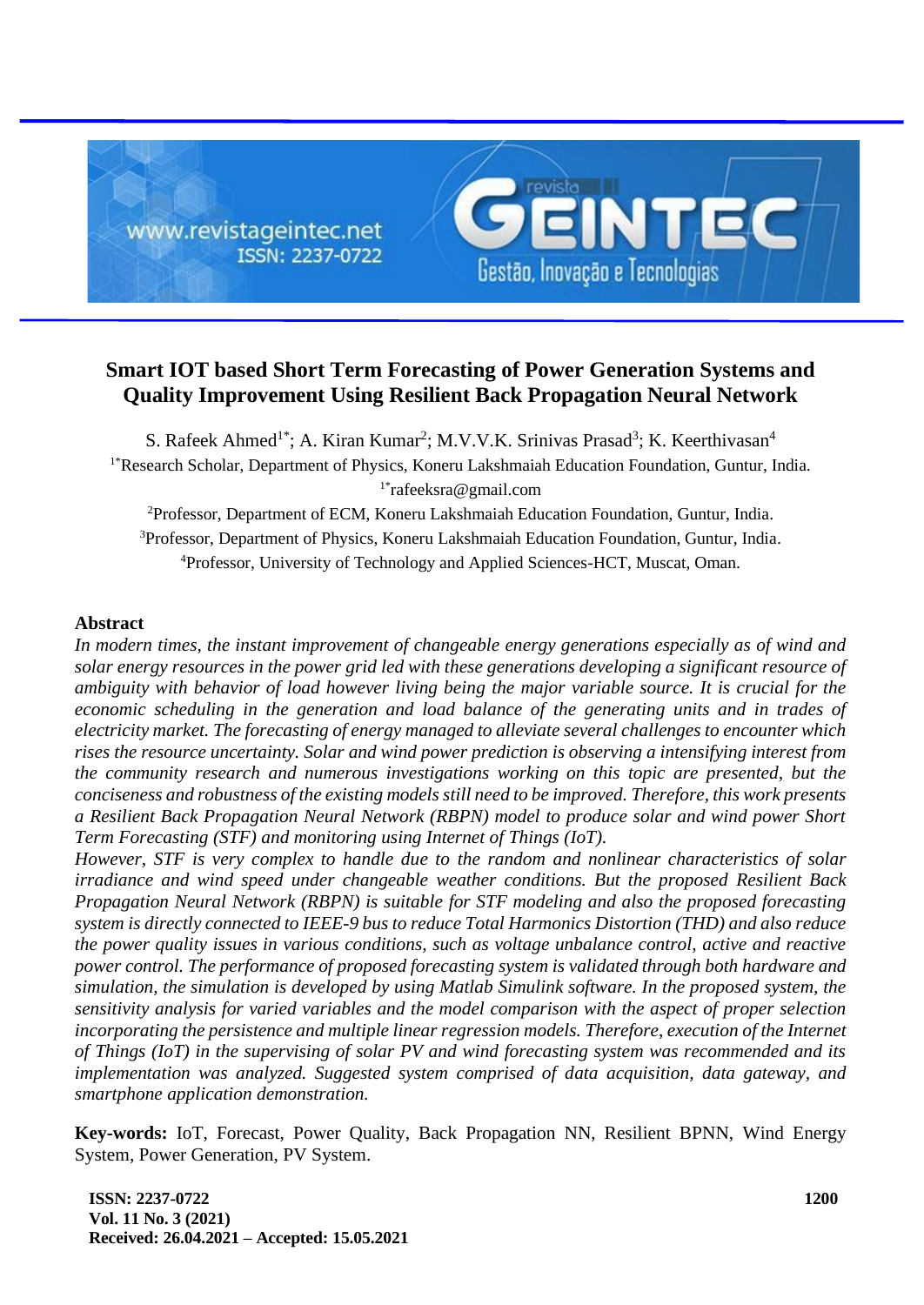# Smart IOT based Short Term Forecasting of Power Generation Systems and Quality Improvement Using Resilient Back Propagation Neural Network

S. Rafeek Ahmed[1*]; A. Kiran Kumar[2]; M.V.V.K. Srinivas Prasad[3]; K. Keerthivasan[4]

[1*]Research Scholar, Department of Physics, Koneru Lakshmaiah Education Foundation, Guntur, India.
[1*]rafeeksra@gmail.com

[2]Professor, Department of ECM, Koneru Lakshmaiah Education Foundation, Guntur, India.

[3]Professor, Department of Physics, Koneru Lakshmaiah Education Foundation, Guntur, India.

[4]Professor, University of Technology and Applied Sciences-HCT, Muscat, Oman.

## Abstract

*In modern times, the instant improvement of changeable energy generations especially as of wind and solar energy resources in the power grid led with these generations developing a significant resource of ambiguity with behavior of load however living being the major variable source. It is crucial for the economic scheduling in the generation and load balance of the generating units and in trades of electricity market. The forecasting of energy managed to alleviate several challenges to encounter which rises the resource uncertainty. Solar and wind power prediction is observing a intensifying interest from the community research and numerous investigations working on this topic are presented, but the conciseness and robustness of the existing models still need to be improved. Therefore, this work presents a Resilient Back Propagation Neural Network (RBPN) model to produce solar and wind power Short Term Forecasting (STF) and monitoring using Internet of Things (IoT).*

*However, STF is very complex to handle due to the random and nonlinear characteristics of solar irradiance and wind speed under changeable weather conditions. But the proposed Resilient Back Propagation Neural Network (RBPN) is suitable for STF modeling and also the proposed forecasting system is directly connected to IEEE-9 bus to reduce Total Harmonics Distortion (THD) and also reduce the power quality issues in various conditions, such as voltage unbalance control, active and reactive power control. The performance of proposed forecasting system is validated through both hardware and simulation, the simulation is developed by using Matlab Simulink software. In the proposed system, the sensitivity analysis for varied variables and the model comparison with the aspect of proper selection incorporating the persistence and multiple linear regression models. Therefore, execution of the Internet of Things (IoT) in the supervising of solar PV and wind forecasting system was recommended and its implementation was analyzed. Suggested system comprised of data acquisition, data gateway, and smartphone application demonstration.*

**Key-words:** IoT, Forecast, Power Quality, Back Propagation NN, Resilient BPNN, Wind Energy System, Power Generation, PV System.

**Received: 26.04.2021 – Accepted: 15.05.2021**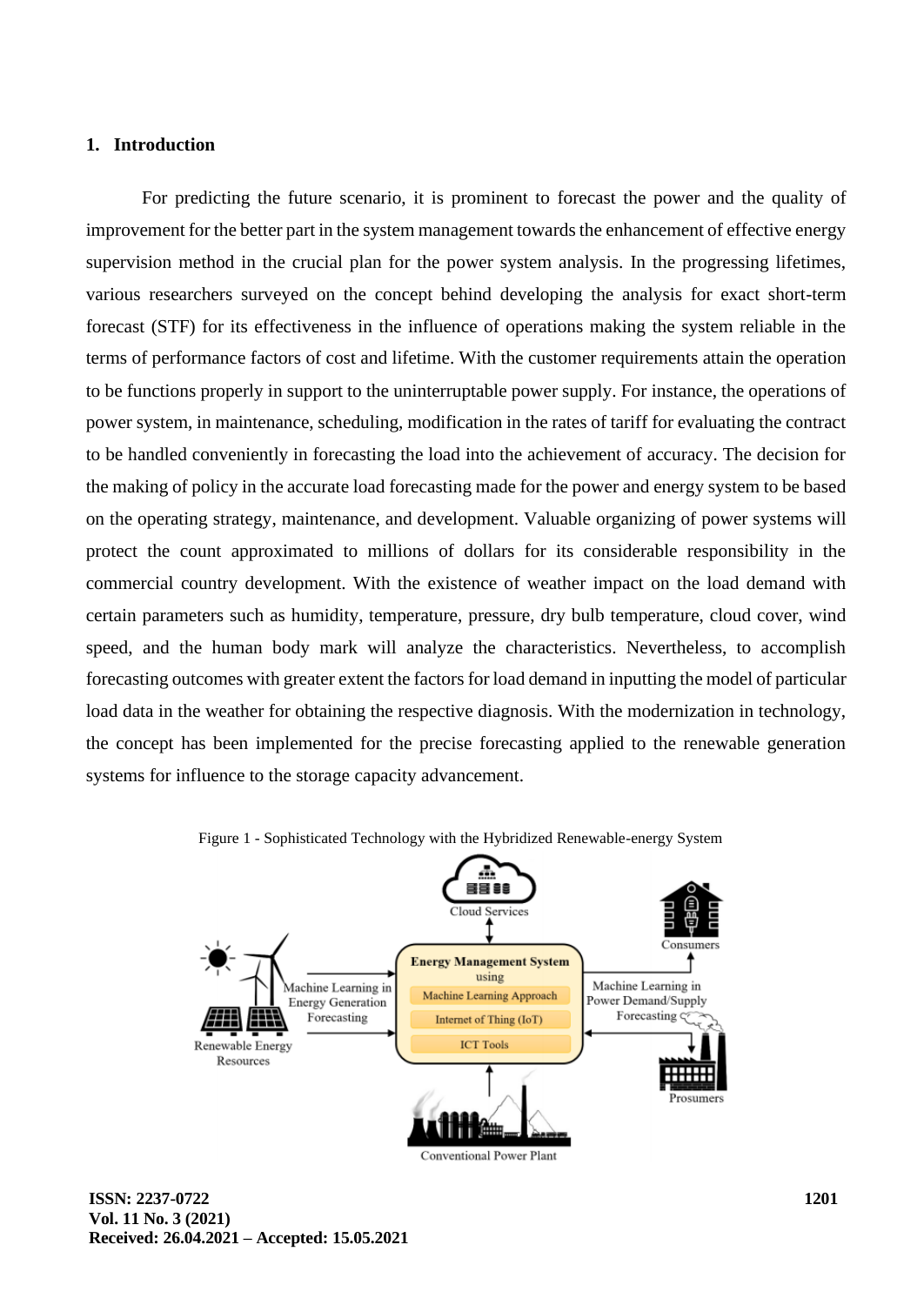## 1. Introduction

For predicting the future scenario, it is prominent to forecast the power and the quality of improvement for the better part in the system management towards the enhancement of effective energy supervision method in the crucial plan for the power system analysis. In the progressing lifetimes, various researchers surveyed on the concept behind developing the analysis for exact short-term forecast (STF) for its effectiveness in the influence of operations making the system reliable in the terms of performance factors of cost and lifetime. With the customer requirements attain the operation to be functions properly in support to the uninterruptable power supply. For instance, the operations of power system, in maintenance, scheduling, modification in the rates of tariff for evaluating the contract to be handled conveniently in forecasting the load into the achievement of accuracy. The decision for the making of policy in the accurate load forecasting made for the power and energy system to be based on the operating strategy, maintenance, and development. Valuable organizing of power systems will protect the count approximated to millions of dollars for its considerable responsibility in the commercial country development. With the existence of weather impact on the load demand with certain parameters such as humidity, temperature, pressure, dry bulb temperature, cloud cover, wind speed, and the human body mark will analyze the characteristics. Nevertheless, to accomplish forecasting outcomes with greater extent the factors for load demand in inputting the model of particular load data in the weather for obtaining the respective diagnosis. With the modernization in technology, the concept has been implemented for the precise forecasting applied to the renewable generation systems for influence to the storage capacity advancement.

Figure 1 - Sophisticated Technology with the Hybridized Renewable-energy System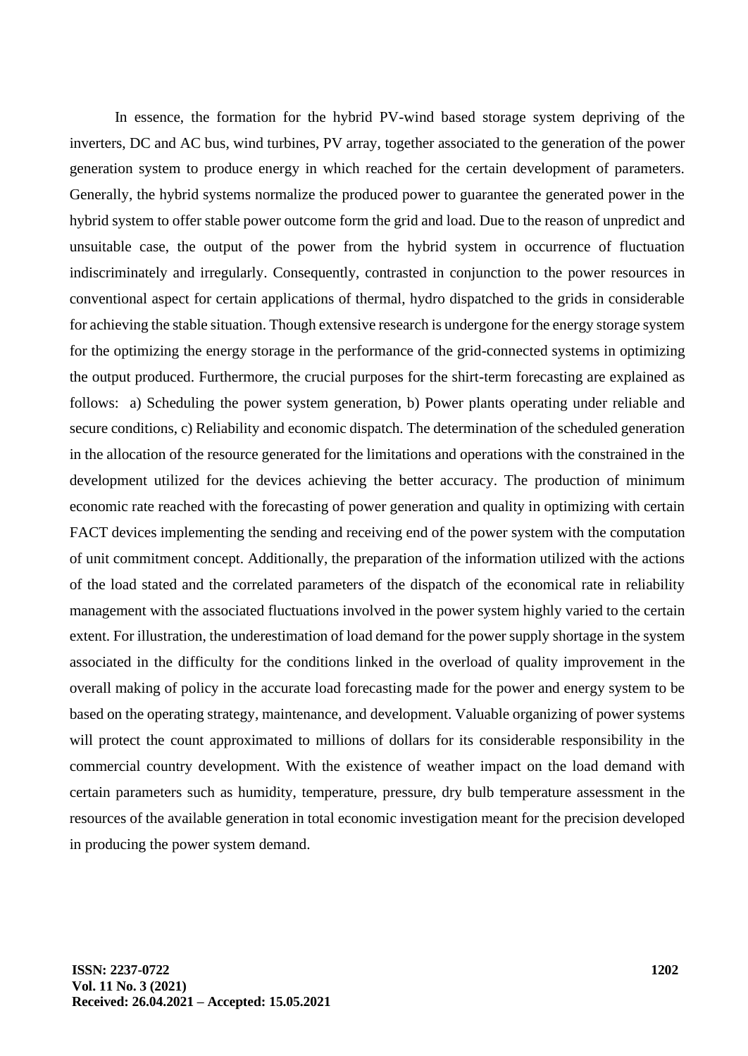In essence, the formation for the hybrid PV-wind based storage system depriving of the inverters, DC and AC bus, wind turbines, PV array, together associated to the generation of the power generation system to produce energy in which reached for the certain development of parameters. Generally, the hybrid systems normalize the produced power to guarantee the generated power in the hybrid system to offer stable power outcome form the grid and load. Due to the reason of unpredict and unsuitable case, the output of the power from the hybrid system in occurrence of fluctuation indiscriminately and irregularly. Consequently, contrasted in conjunction to the power resources in conventional aspect for certain applications of thermal, hydro dispatched to the grids in considerable for achieving the stable situation. Though extensive research is undergone for the energy storage system for the optimizing the energy storage in the performance of the grid-connected systems in optimizing the output produced. Furthermore, the crucial purposes for the shirt-term forecasting are explained as follows: a) Scheduling the power system generation, b) Power plants operating under reliable and secure conditions, c) Reliability and economic dispatch. The determination of the scheduled generation in the allocation of the resource generated for the limitations and operations with the constrained in the development utilized for the devices achieving the better accuracy. The production of minimum economic rate reached with the forecasting of power generation and quality in optimizing with certain FACT devices implementing the sending and receiving end of the power system with the computation of unit commitment concept. Additionally, the preparation of the information utilized with the actions of the load stated and the correlated parameters of the dispatch of the economical rate in reliability management with the associated fluctuations involved in the power system highly varied to the certain extent. For illustration, the underestimation of load demand for the power supply shortage in the system associated in the difficulty for the conditions linked in the overload of quality improvement in the overall making of policy in the accurate load forecasting made for the power and energy system to be based on the operating strategy, maintenance, and development. Valuable organizing of power systems will protect the count approximated to millions of dollars for its considerable responsibility in the commercial country development. With the existence of weather impact on the load demand with certain parameters such as humidity, temperature, pressure, dry bulb temperature assessment in the resources of the available generation in total economic investigation meant for the precision developed in producing the power system demand.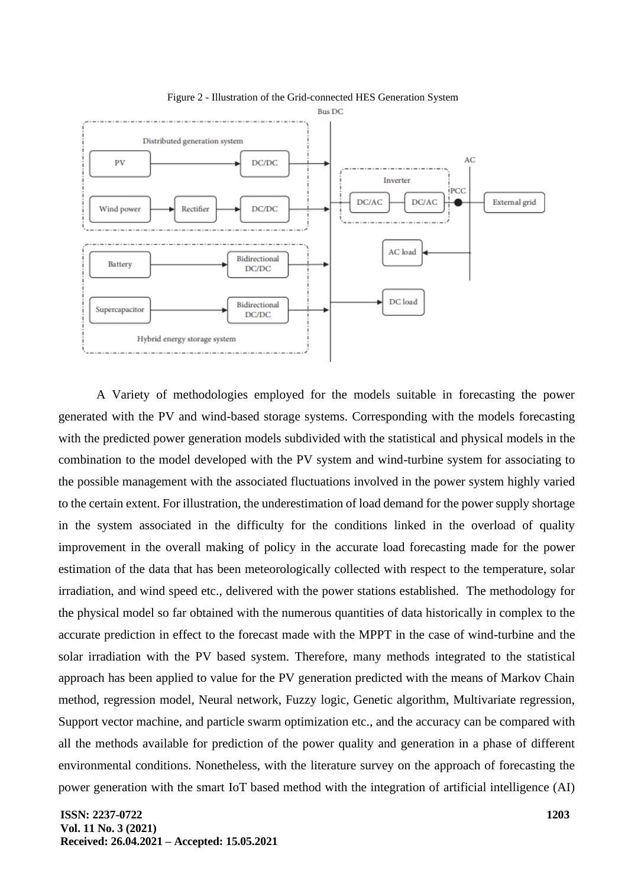Figure 2 - Illustration of the Grid-connected HES Generation System

A Variety of methodologies employed for the models suitable in forecasting the power generated with the PV and wind-based storage systems. Corresponding with the models forecasting with the predicted power generation models subdivided with the statistical and physical models in the combination to the model developed with the PV system and wind-turbine system for associating to the possible management with the associated fluctuations involved in the power system highly varied to the certain extent. For illustration, the underestimation of load demand for the power supply shortage in the system associated in the difficulty for the conditions linked in the overload of quality improvement in the overall making of policy in the accurate load forecasting made for the power estimation of the data that has been meteorologically collected with respect to the temperature, solar irradiation, and wind speed etc., delivered with the power stations established. The methodology for the physical model so far obtained with the numerous quantities of data historically in complex to the accurate prediction in effect to the forecast made with the MPPT in the case of wind-turbine and the solar irradiation with the PV based system. Therefore, many methods integrated to the statistical approach has been applied to value for the PV generation predicted with the means of Markov Chain method, regression model, Neural network, Fuzzy logic, Genetic algorithm, Multivariate regression, Support vector machine, and particle swarm optimization etc., and the accuracy can be compared with all the methods available for prediction of the power quality and generation in a phase of different environmental conditions. Nonetheless, with the literature survey on the approach of forecasting the power generation with the smart IoT based method with the integration of artificial intelligence (AI)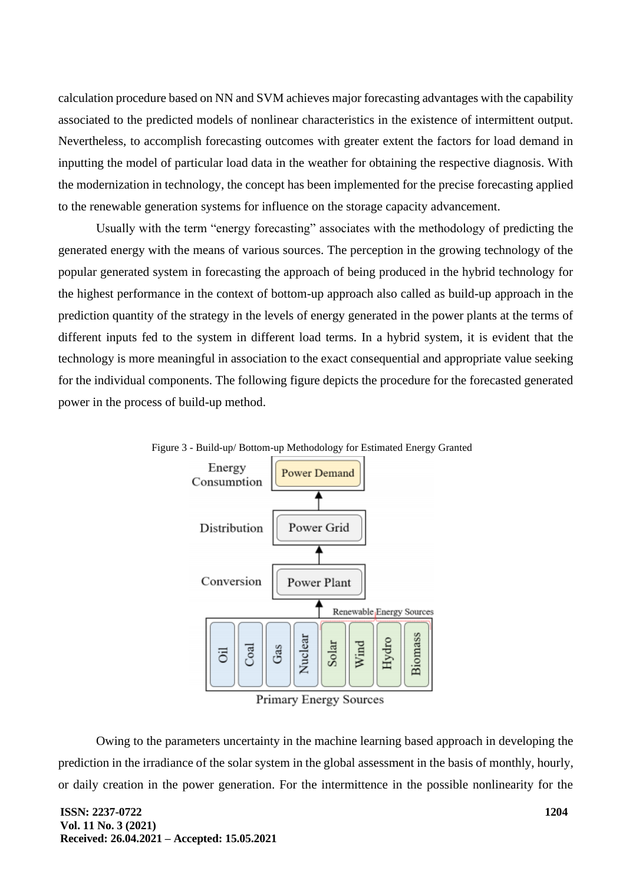calculation procedure based on NN and SVM achieves major forecasting advantages with the capability associated to the predicted models of nonlinear characteristics in the existence of intermittent output. Nevertheless, to accomplish forecasting outcomes with greater extent the factors for load demand in inputting the model of particular load data in the weather for obtaining the respective diagnosis. With the modernization in technology, the concept has been implemented for the precise forecasting applied to the renewable generation systems for influence on the storage capacity advancement.

Usually with the term "energy forecasting" associates with the methodology of predicting the generated energy with the means of various sources. The perception in the growing technology of the popular generated system in forecasting the approach of being produced in the hybrid technology for the highest performance in the context of bottom-up approach also called as build-up approach in the prediction quantity of the strategy in the levels of energy generated in the power plants at the terms of different inputs fed to the system in different load terms. In a hybrid system, it is evident that the technology is more meaningful in association to the exact consequential and appropriate value seeking for the individual components. The following figure depicts the procedure for the forecasted generated power in the process of build-up method.

Figure 3 - Build-up/ Bottom-up Methodology for Estimated Energy Granted

Energy Consumption — Power Demand
Distribution — Power Grid
Conversion — Power Plant
Renewable Energy Sources
Oil | Coal | Gas | Nuclear | Solar | Wind | Hydro | Biomass
Primary Energy Sources

Owing to the parameters uncertainty in the machine learning based approach in developing the prediction in the irradiance of the solar system in the global assessment in the basis of monthly, hourly, or daily creation in the power generation. For the intermittence in the possible nonlinearity for the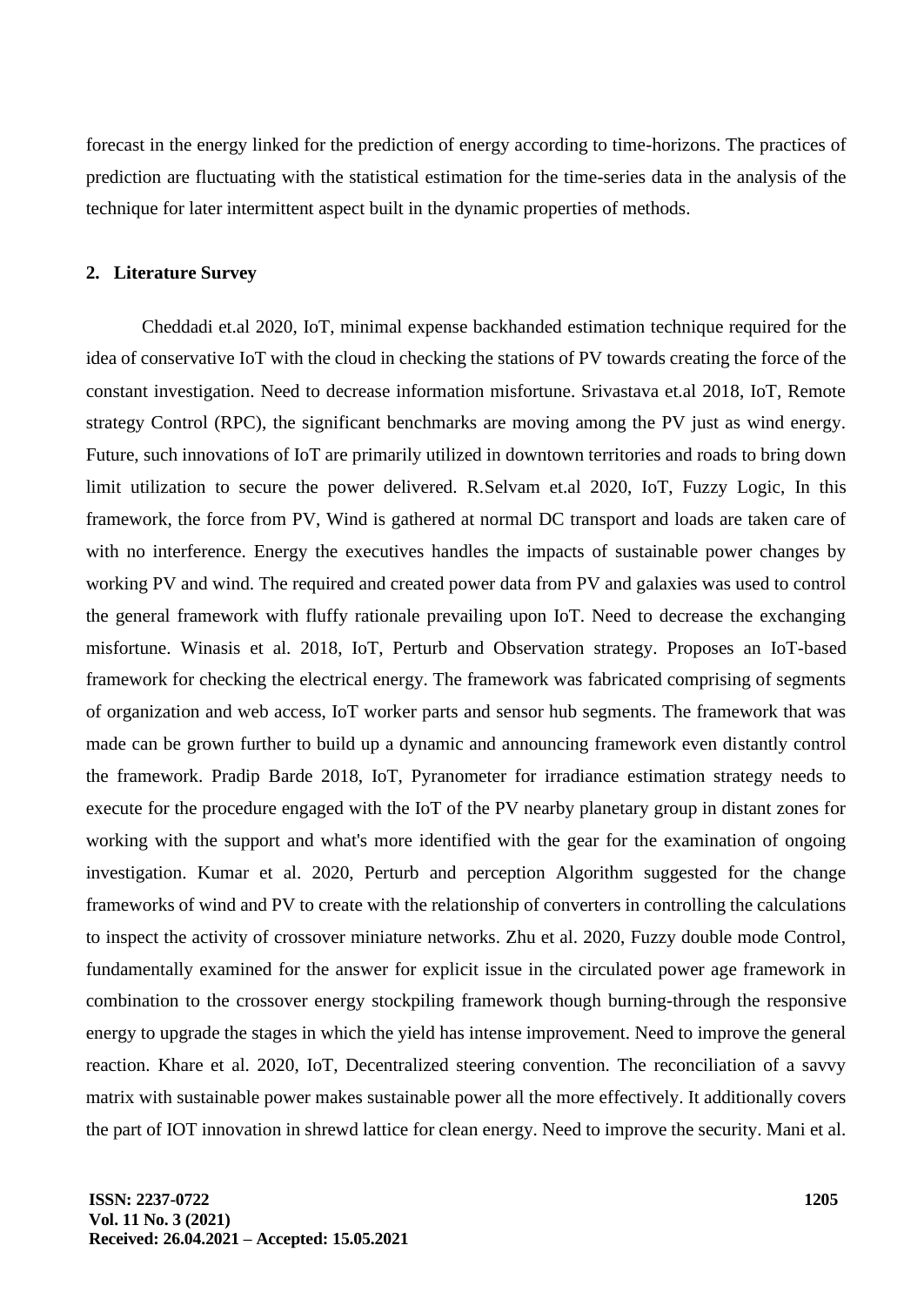forecast in the energy linked for the prediction of energy according to time-horizons. The practices of prediction are fluctuating with the statistical estimation for the time-series data in the analysis of the technique for later intermittent aspect built in the dynamic properties of methods.

## 2. Literature Survey

Cheddadi et.al 2020, IoT, minimal expense backhanded estimation technique required for the idea of conservative IoT with the cloud in checking the stations of PV towards creating the force of the constant investigation. Need to decrease information misfortune. Srivastava et.al 2018, IoT, Remote strategy Control (RPC), the significant benchmarks are moving among the PV just as wind energy. Future, such innovations of IoT are primarily utilized in downtown territories and roads to bring down limit utilization to secure the power delivered. R.Selvam et.al 2020, IoT, Fuzzy Logic, In this framework, the force from PV, Wind is gathered at normal DC transport and loads are taken care of with no interference. Energy the executives handles the impacts of sustainable power changes by working PV and wind. The required and created power data from PV and galaxies was used to control the general framework with fluffy rationale prevailing upon IoT. Need to decrease the exchanging misfortune. Winasis et al. 2018, IoT, Perturb and Observation strategy. Proposes an IoT-based framework for checking the electrical energy. The framework was fabricated comprising of segments of organization and web access, IoT worker parts and sensor hub segments. The framework that was made can be grown further to build up a dynamic and announcing framework even distantly control the framework. Pradip Barde 2018, IoT, Pyranometer for irradiance estimation strategy needs to execute for the procedure engaged with the IoT of the PV nearby planetary group in distant zones for working with the support and what's more identified with the gear for the examination of ongoing investigation. Kumar et al. 2020, Perturb and perception Algorithm suggested for the change frameworks of wind and PV to create with the relationship of converters in controlling the calculations to inspect the activity of crossover miniature networks. Zhu et al. 2020, Fuzzy double mode Control, fundamentally examined for the answer for explicit issue in the circulated power age framework in combination to the crossover energy stockpiling framework though burning-through the responsive energy to upgrade the stages in which the yield has intense improvement. Need to improve the general reaction. Khare et al. 2020, IoT, Decentralized steering convention. The reconciliation of a savvy matrix with sustainable power makes sustainable power all the more effectively. It additionally covers the part of IOT innovation in shrewd lattice for clean energy. Need to improve the security. Mani et al.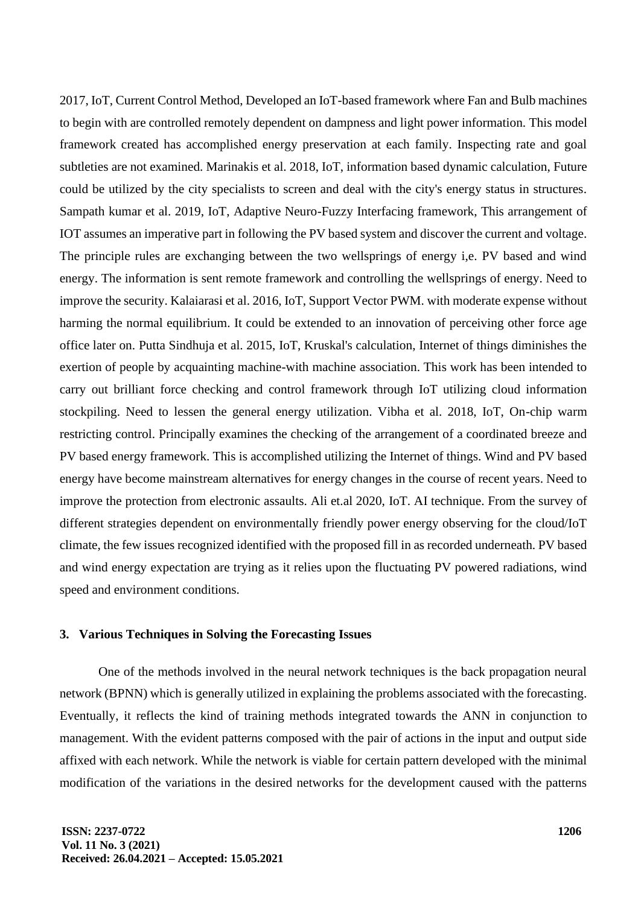2017, IoT, Current Control Method, Developed an IoT-based framework where Fan and Bulb machines to begin with are controlled remotely dependent on dampness and light power information. This model framework created has accomplished energy preservation at each family. Inspecting rate and goal subtleties are not examined. Marinakis et al. 2018, IoT, information based dynamic calculation, Future could be utilized by the city specialists to screen and deal with the city's energy status in structures. Sampath kumar et al. 2019, IoT, Adaptive Neuro-Fuzzy Interfacing framework, This arrangement of IOT assumes an imperative part in following the PV based system and discover the current and voltage. The principle rules are exchanging between the two wellsprings of energy i,e. PV based and wind energy. The information is sent remote framework and controlling the wellsprings of energy. Need to improve the security. Kalaiarasi et al. 2016, IoT, Support Vector PWM. with moderate expense without harming the normal equilibrium. It could be extended to an innovation of perceiving other force age office later on. Putta Sindhuja et al. 2015, IoT, Kruskal's calculation, Internet of things diminishes the exertion of people by acquainting machine-with machine association. This work has been intended to carry out brilliant force checking and control framework through IoT utilizing cloud information stockpiling. Need to lessen the general energy utilization. Vibha et al. 2018, IoT, On-chip warm restricting control. Principally examines the checking of the arrangement of a coordinated breeze and PV based energy framework. This is accomplished utilizing the Internet of things. Wind and PV based energy have become mainstream alternatives for energy changes in the course of recent years. Need to improve the protection from electronic assaults. Ali et.al 2020, IoT. AI technique. From the survey of different strategies dependent on environmentally friendly power energy observing for the cloud/IoT climate, the few issues recognized identified with the proposed fill in as recorded underneath. PV based and wind energy expectation are trying as it relies upon the fluctuating PV powered radiations, wind speed and environment conditions.

## 3. Various Techniques in Solving the Forecasting Issues

One of the methods involved in the neural network techniques is the back propagation neural network (BPNN) which is generally utilized in explaining the problems associated with the forecasting. Eventually, it reflects the kind of training methods integrated towards the ANN in conjunction to management. With the evident patterns composed with the pair of actions in the input and output side affixed with each network. While the network is viable for certain pattern developed with the minimal modification of the variations in the desired networks for the development caused with the patterns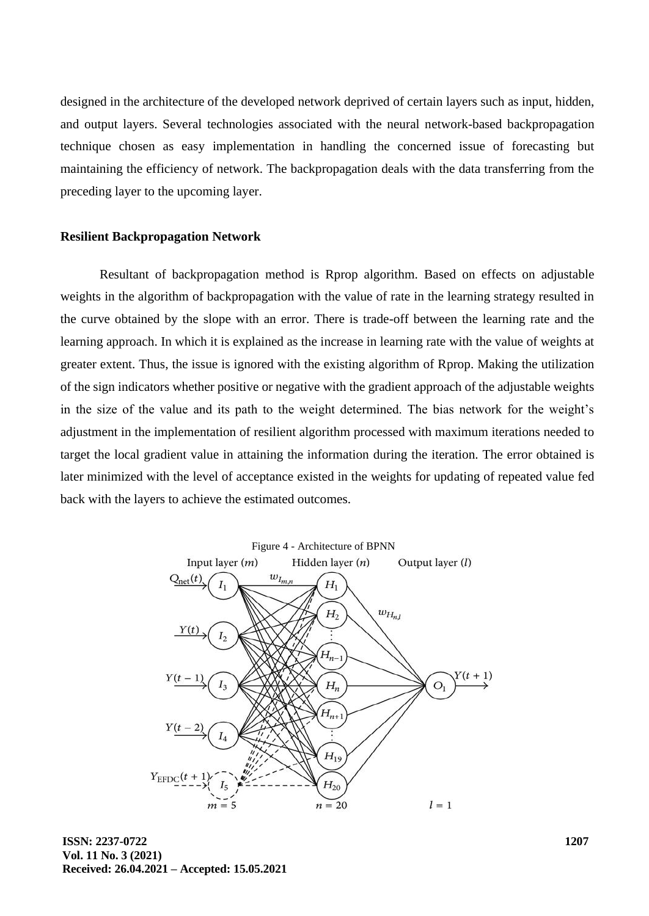designed in the architecture of the developed network deprived of certain layers such as input, hidden, and output layers. Several technologies associated with the neural network-based backpropagation technique chosen as easy implementation in handling the concerned issue of forecasting but maintaining the efficiency of network. The backpropagation deals with the data transferring from the preceding layer to the upcoming layer.

## Resilient Backpropagation Network

Resultant of backpropagation method is Rprop algorithm. Based on effects on adjustable weights in the algorithm of backpropagation with the value of rate in the learning strategy resulted in the curve obtained by the slope with an error. There is trade-off between the learning rate and the learning approach. In which it is explained as the increase in learning rate with the value of weights at greater extent. Thus, the issue is ignored with the existing algorithm of Rprop. Making the utilization of the sign indicators whether positive or negative with the gradient approach of the adjustable weights in the size of the value and its path to the weight determined. The bias network for the weight's adjustment in the implementation of resilient algorithm processed with maximum iterations needed to target the local gradient value in attaining the information during the iteration. The error obtained is later minimized with the level of acceptance existed in the weights for updating of repeated value fed back with the layers to achieve the estimated outcomes.

Figure 4 - Architecture of BPNN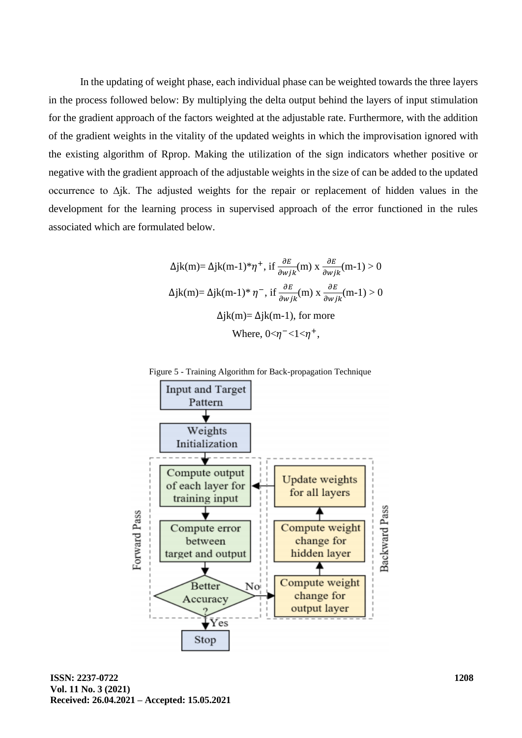In the updating of weight phase, each individual phase can be weighted towards the three layers in the process followed below: By multiplying the delta output behind the layers of input stimulation for the gradient approach of the factors weighted at the adjustable rate. Furthermore, with the addition of the gradient weights in the vitality of the updated weights in which the improvisation ignored with the existing algorithm of Rprop. Making the utilization of the sign indicators whether positive or negative with the gradient approach of the adjustable weights in the size of can be added to the updated occurrence to Δjk. The adjusted weights for the repair or replacement of hidden values in the development for the learning process in supervised approach of the error functioned in the rules associated which are formulated below.

$$\Delta jk(m) = \Delta jk(m-1) * \eta^{+}, \text{ if } \frac{\partial E}{\partial wjk}(m) \times \frac{\partial E}{\partial wjk}(m-1) > 0$$

$$\Delta jk(m) = \Delta jk(m-1) * \eta^{-}, \text{ if } \frac{\partial E}{\partial wjk}(m) \times \frac{\partial E}{\partial wjk}(m-1) > 0$$

$$\Delta jk(m) = \Delta jk(m-1), \text{ for more}$$

$$\text{Where, } 0 < \eta^{-} < 1 < \eta^{+},$$

Figure 5 - Training Algorithm for Back-propagation Technique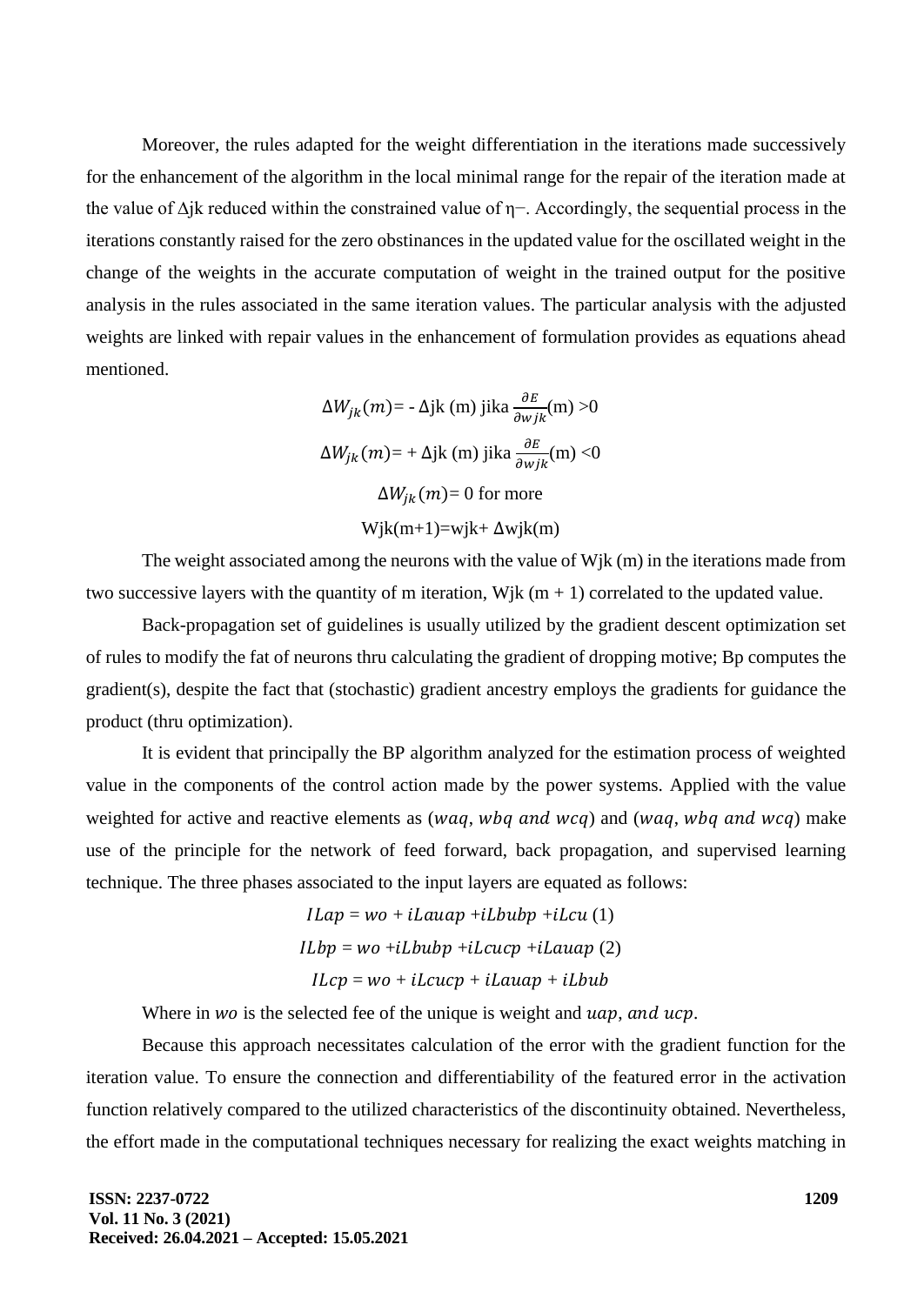Moreover, the rules adapted for the weight differentiation in the iterations made successively for the enhancement of the algorithm in the local minimal range for the repair of the iteration made at the value of Δjk reduced within the constrained value of η−. Accordingly, the sequential process in the iterations constantly raised for the zero obstinances in the updated value for the oscillated weight in the change of the weights in the accurate computation of weight in the trained output for the positive analysis in the rules associated in the same iteration values. The particular analysis with the adjusted weights are linked with repair values in the enhancement of formulation provides as equations ahead mentioned.

$$\Delta W_{jk}(m) = -\Delta jk\ (m) \text{ jika } \frac{\partial E}{\partial wjk}(m) > 0$$

$$\Delta W_{jk}(m) = +\Delta jk\ (m) \text{ jika } \frac{\partial E}{\partial wjk}(m) < 0$$

$$\Delta W_{jk}(m) = 0 \text{ for more}$$

$$Wjk(m+1) = wjk + \Delta wjk(m)$$

The weight associated among the neurons with the value of Wjk (m) in the iterations made from two successive layers with the quantity of m iteration, Wjk (m + 1) correlated to the updated value.

Back-propagation set of guidelines is usually utilized by the gradient descent optimization set of rules to modify the fat of neurons thru calculating the gradient of dropping motive; Bp computes the gradient(s), despite the fact that (stochastic) gradient ancestry employs the gradients for guidance the product (thru optimization).

It is evident that principally the BP algorithm analyzed for the estimation process of weighted value in the components of the control action made by the power systems. Applied with the value weighted for active and reactive elements as ($waq$, $wbq$ $and$ $wcq$) and ($waq$, $wbq$ $and$ $wcq$) make use of the principle for the network of feed forward, back propagation, and supervised learning technique. The three phases associated to the input layers are equated as follows:

$$ILap = wo + iLauap + iLbubp + iLcu \quad (1)$$

$$ILbp = wo + iLbubp + iLcucp + iLauap \quad (2)$$

$$ILcp = wo + iLcucp + iLauap + iLbub$$

Where in $wo$ is the selected fee of the unique is weight and $uap$, $and$ $ucp$.

Because this approach necessitates calculation of the error with the gradient function for the iteration value. To ensure the connection and differentiability of the featured error in the activation function relatively compared to the utilized characteristics of the discontinuity obtained. Nevertheless, the effort made in the computational techniques necessary for realizing the exact weights matching in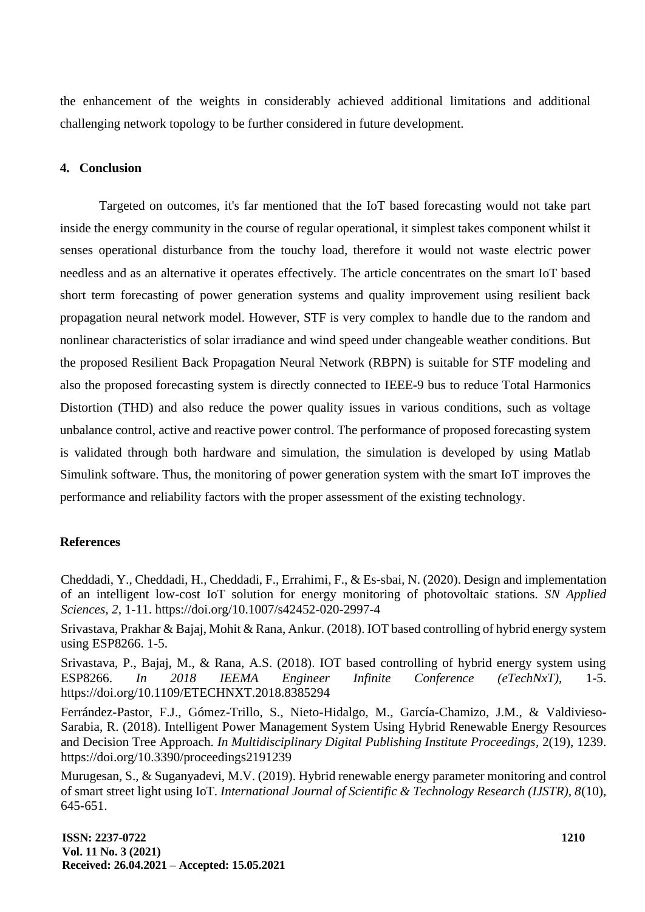the enhancement of the weights in considerably achieved additional limitations and additional challenging network topology to be further considered in future development.

## 4. Conclusion

Targeted on outcomes, it's far mentioned that the IoT based forecasting would not take part inside the energy community in the course of regular operational, it simplest takes component whilst it senses operational disturbance from the touchy load, therefore it would not waste electric power needless and as an alternative it operates effectively. The article concentrates on the smart IoT based short term forecasting of power generation systems and quality improvement using resilient back propagation neural network model. However, STF is very complex to handle due to the random and nonlinear characteristics of solar irradiance and wind speed under changeable weather conditions. But the proposed Resilient Back Propagation Neural Network (RBPN) is suitable for STF modeling and also the proposed forecasting system is directly connected to IEEE-9 bus to reduce Total Harmonics Distortion (THD) and also reduce the power quality issues in various conditions, such as voltage unbalance control, active and reactive power control. The performance of proposed forecasting system is validated through both hardware and simulation, the simulation is developed by using Matlab Simulink software. Thus, the monitoring of power generation system with the smart IoT improves the performance and reliability factors with the proper assessment of the existing technology.

## References

Cheddadi, Y., Cheddadi, H., Cheddadi, F., Errahimi, F., & Es-sbai, N. (2020). Design and implementation of an intelligent low-cost IoT solution for energy monitoring of photovoltaic stations. *SN Applied Sciences, 2,* 1-11. https://doi.org/10.1007/s42452-020-2997-4

Srivastava, Prakhar & Bajaj, Mohit & Rana, Ankur. (2018). IOT based controlling of hybrid energy system using ESP8266. 1-5.

Srivastava, P., Bajaj, M., & Rana, A.S. (2018). IOT based controlling of hybrid energy system using ESP8266. *In 2018 IEEMA Engineer Infinite Conference (eTechNxT),* 1-5. https://doi.org/10.1109/ETECHNXT.2018.8385294

Ferrández-Pastor, F.J., Gómez-Trillo, S., Nieto-Hidalgo, M., García-Chamizo, J.M., & Valdivieso-Sarabia, R. (2018). Intelligent Power Management System Using Hybrid Renewable Energy Resources and Decision Tree Approach. *In Multidisciplinary Digital Publishing Institute Proceedings,* 2(19), 1239. https://doi.org/10.3390/proceedings2191239

Murugesan, S., & Suganyadevi, M.V. (2019). Hybrid renewable energy parameter monitoring and control of smart street light using IoT. *International Journal of Scientific & Technology Research (IJSTR), 8*(10), 645-651.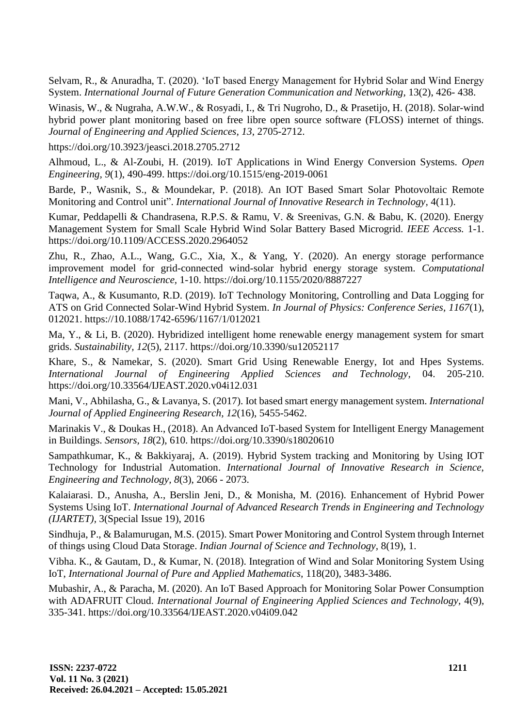Selvam, R., & Anuradha, T. (2020). 'IoT based Energy Management for Hybrid Solar and Wind Energy System. *International Journal of Future Generation Communication and Networking*, 13(2), 426- 438.

Winasis, W., & Nugraha, A.W.W., & Rosyadi, I., & Tri Nugroho, D., & Prasetijo, H. (2018). Solar-wind hybrid power plant monitoring based on free libre open source software (FLOSS) internet of things. *Journal of Engineering and Applied Sciences*, *13*, 2705-2712.

https://doi.org/10.3923/jeasci.2018.2705.2712

Alhmoud, L., & Al-Zoubi, H. (2019). IoT Applications in Wind Energy Conversion Systems. *Open Engineering*, *9*(1), 490-499. https://doi.org/10.1515/eng-2019-0061

Barde, P., Wasnik, S., & Moundekar, P. (2018). An IOT Based Smart Solar Photovoltaic Remote Monitoring and Control unit". *International Journal of Innovative Research in Technology*, 4(11).

Kumar, Peddapelli & Chandrasena, R.P.S. & Ramu, V. & Sreenivas, G.N. & Babu, K. (2020). Energy Management System for Small Scale Hybrid Wind Solar Battery Based Microgrid. *IEEE Access.* 1-1. https://doi.org/10.1109/ACCESS.2020.2964052

Zhu, R., Zhao, A.L., Wang, G.C., Xia, X., & Yang, Y. (2020). An energy storage performance improvement model for grid-connected wind-solar hybrid energy storage system. *Computational Intelligence and Neuroscience*, 1-10. https://doi.org/10.1155/2020/8887227

Taqwa, A., & Kusumanto, R.D. (2019). IoT Technology Monitoring, Controlling and Data Logging for ATS on Grid Connected Solar-Wind Hybrid System. *In Journal of Physics: Conference Series*, *1167*(1), 012021. https://10.1088/1742-6596/1167/1/012021

Ma, Y., & Li, B. (2020). Hybridized intelligent home renewable energy management system for smart grids. *Sustainability*, *12*(5), 2117. https://doi.org/10.3390/su12052117

Khare, S., & Namekar, S. (2020). Smart Grid Using Renewable Energy, Iot and Hpes Systems. *International Journal of Engineering Applied Sciences and Technology,* 04. 205-210. https://doi.org/10.33564/IJEAST.2020.v04i12.031

Mani, V., Abhilasha, G., & Lavanya, S. (2017). Iot based smart energy management system. *International Journal of Applied Engineering Research*, *12*(16), 5455-5462.

Marinakis V., & Doukas H., (2018). An Advanced IoT-based System for Intelligent Energy Management in Buildings. *Sensors*, *18*(2), 610. https://doi.org/10.3390/s18020610

Sampathkumar, K., & Bakkiyaraj, A. (2019). Hybrid System tracking and Monitoring by Using IOT Technology for Industrial Automation. *International Journal of Innovative Research in Science, Engineering and Technology*, *8*(3), 2066 - 2073.

Kalaiarasi. D., Anusha, A., Berslin Jeni, D., & Monisha, M. (2016). Enhancement of Hybrid Power Systems Using IoT. *International Journal of Advanced Research Trends in Engineering and Technology (IJARTET)*, 3(Special Issue 19), 2016

Sindhuja, P., & Balamurugan, M.S. (2015). Smart Power Monitoring and Control System through Internet of things using Cloud Data Storage. *Indian Journal of Science and Technology*, 8(19), 1.

Vibha. K., & Gautam, D., & Kumar, N. (2018). Integration of Wind and Solar Monitoring System Using IoT, *International Journal of Pure and Applied Mathematics*, 118(20), 3483-3486.

Mubashir, A., & Paracha, M. (2020). An IoT Based Approach for Monitoring Solar Power Consumption with ADAFRUIT Cloud. *International Journal of Engineering Applied Sciences and Technology*, 4(9), 335-341. https://doi.org/10.33564/IJEAST.2020.v04i09.042

**Received: 26.04.2021 – Accepted: 15.05.2021**